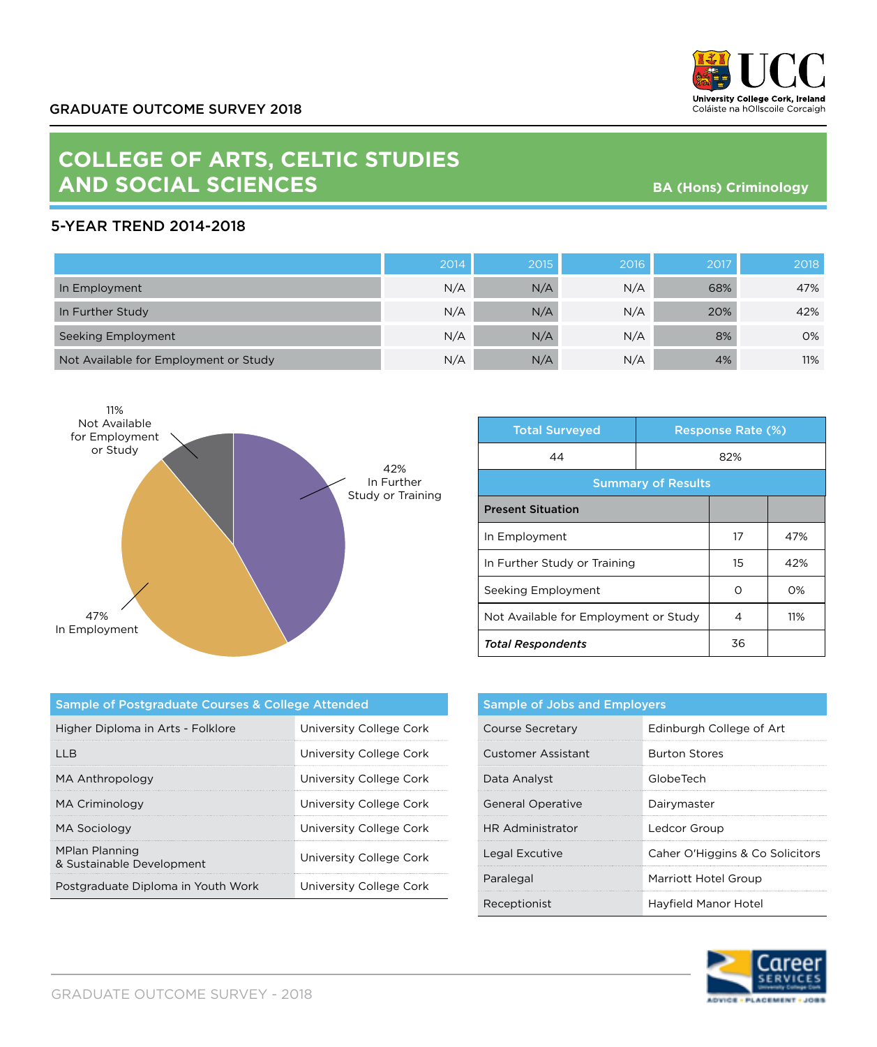GRADUATE OUTCOME SURVEY 2018

UCC
University College Cork, Ireland
Coláiste na hOllscoile Corcaigh

# COLLEGE OF ARTS, CELTIC STUDIES AND SOCIAL SCIENCES

**BA (Hons) Criminology**

## 5-YEAR TREND 2014-2018

| | 2014 | 2015 | 2016 | 2017 | 2018 |
|---|---|---|---|---|---|
| In Employment | N/A | N/A | N/A | 68% | 47% |
| In Further Study | N/A | N/A | N/A | 20% | 42% |
| Seeking Employment | N/A | N/A | N/A | 8% | 0% |
| Not Available for Employment or Study | N/A | N/A | N/A | 4% | 11% |

11% Not Available for Employment or Study

42% In Further Study or Training

47% In Employment

| Total Surveyed | Response Rate (%) |
|---|---|
| 44 | 82% |

**Summary of Results**

| Present Situation | | |
|---|---|---|
| In Employment | 17 | 47% |
| In Further Study or Training | 15 | 42% |
| Seeking Employment | 0 | 0% |
| Not Available for Employment or Study | 4 | 11% |
| ***Total Respondents*** | 36 | |

| Sample of Postgraduate Courses & College Attended | |
|---|---|
| Higher Diploma in Arts - Folklore | University College Cork |
| LLB | University College Cork |
| MA Anthropology | University College Cork |
| MA Criminology | University College Cork |
| MA Sociology | University College Cork |
| MPlan Planning & Sustainable Development | University College Cork |
| Postgraduate Diploma in Youth Work | University College Cork |

| Sample of Jobs and Employers | |
|---|---|
| Course Secretary | Edinburgh College of Art |
| Customer Assistant | Burton Stores |
| Data Analyst | GlobeTech |
| General Operative | Dairymaster |
| HR Administrator | Ledcor Group |
| Legal Excutive | Caher O'Higgins & Co Solicitors |
| Paralegal | Marriott Hotel Group |
| Receptionist | Hayfield Manor Hotel |

Career Services
ADVICE • PLACEMENT • JOBS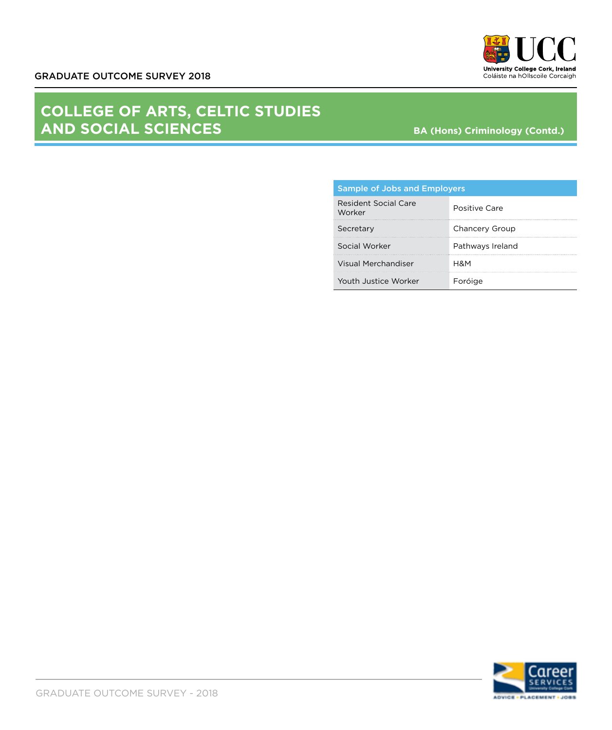# COLLEGE OF ARTS, CELTIC STUDIES AND SOCIAL SCIENCES

## BA (Hons) Criminology (Contd.)

| Sample of Jobs and Employers | |
|---|---|
| Resident Social Care Worker | Positive Care |
| Secretary | Chancery Group |
| Social Worker | Pathways Ireland |
| Visual Merchandiser | H&M |
| Youth Justice Worker | Foróige |